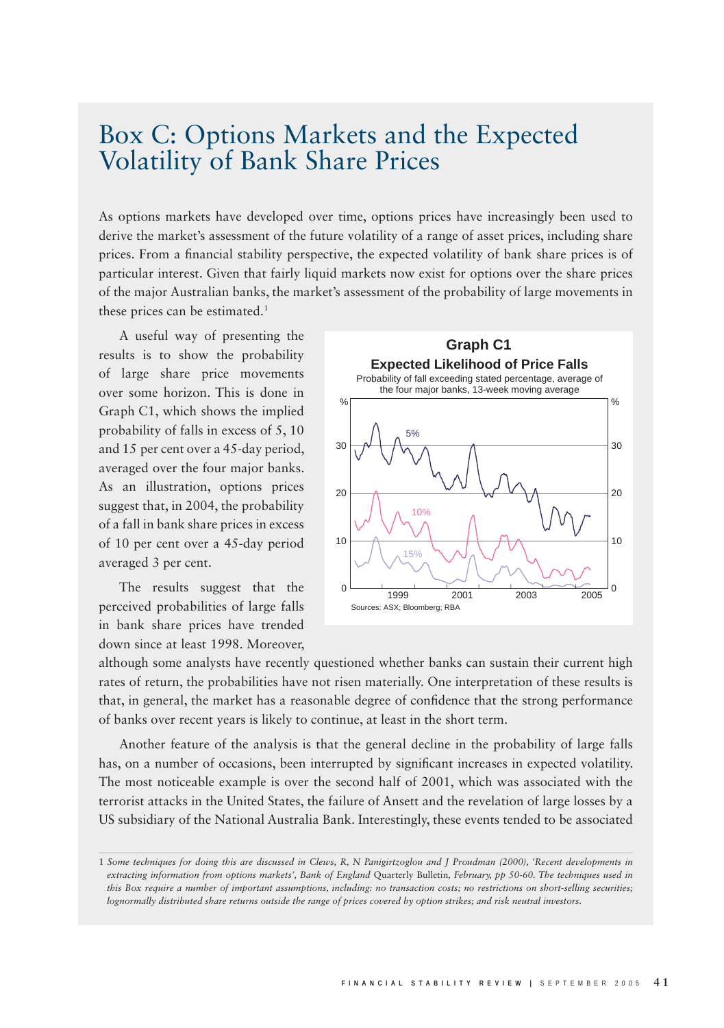# Box C: Options Markets and the Expected Volatility of Bank Share Prices

As options markets have developed over time, options prices have increasingly been used to derive the market's assessment of the future volatility of a range of asset prices, including share prices. From a financial stability perspective, the expected volatility of bank share prices is of particular interest. Given that fairly liquid markets now exist for options over the share prices of the major Australian banks, the market's assessment of the probability of large movements in these prices can be estimated.[1]

A useful way of presenting the results is to show the probability of large share price movements over some horizon. This is done in Graph C1, which shows the implied probability of falls in excess of 5, 10 and 15 per cent over a 45-day period, averaged over the four major banks. As an illustration, options prices suggest that, in 2004, the probability of a fall in bank share prices in excess of 10 per cent over a 45-day period averaged 3 per cent.

**Graph C1**

**Expected Likelihood of Price Falls**

Probability of fall exceeding stated percentage, average of the four major banks, 13-week moving average

Sources: ASX; Bloomberg; RBA

The results suggest that the perceived probabilities of large falls in bank share prices have trended down since at least 1998. Moreover, although some analysts have recently questioned whether banks can sustain their current high rates of return, the probabilities have not risen materially. One interpretation of these results is that, in general, the market has a reasonable degree of confidence that the strong performance of banks over recent years is likely to continue, at least in the short term.

Another feature of the analysis is that the general decline in the probability of large falls has, on a number of occasions, been interrupted by significant increases in expected volatility. The most noticeable example is over the second half of 2001, which was associated with the terrorist attacks in the United States, the failure of Ansett and the revelation of large losses by a US subsidiary of the National Australia Bank. Interestingly, these events tended to be associated

---

1 *Some techniques for doing this are discussed in Clews, R, N Panigirtzoglou and J Proudman (2000), 'Recent developments in extracting information from options markets',* Bank of England *Quarterly* Bulletin, *February, pp 50-60. The techniques used in this Box require a number of important assumptions, including: no transaction costs; no restrictions on short-selling securities; lognormally distributed share returns outside the range of prices covered by option strikes; and risk neutral investors.*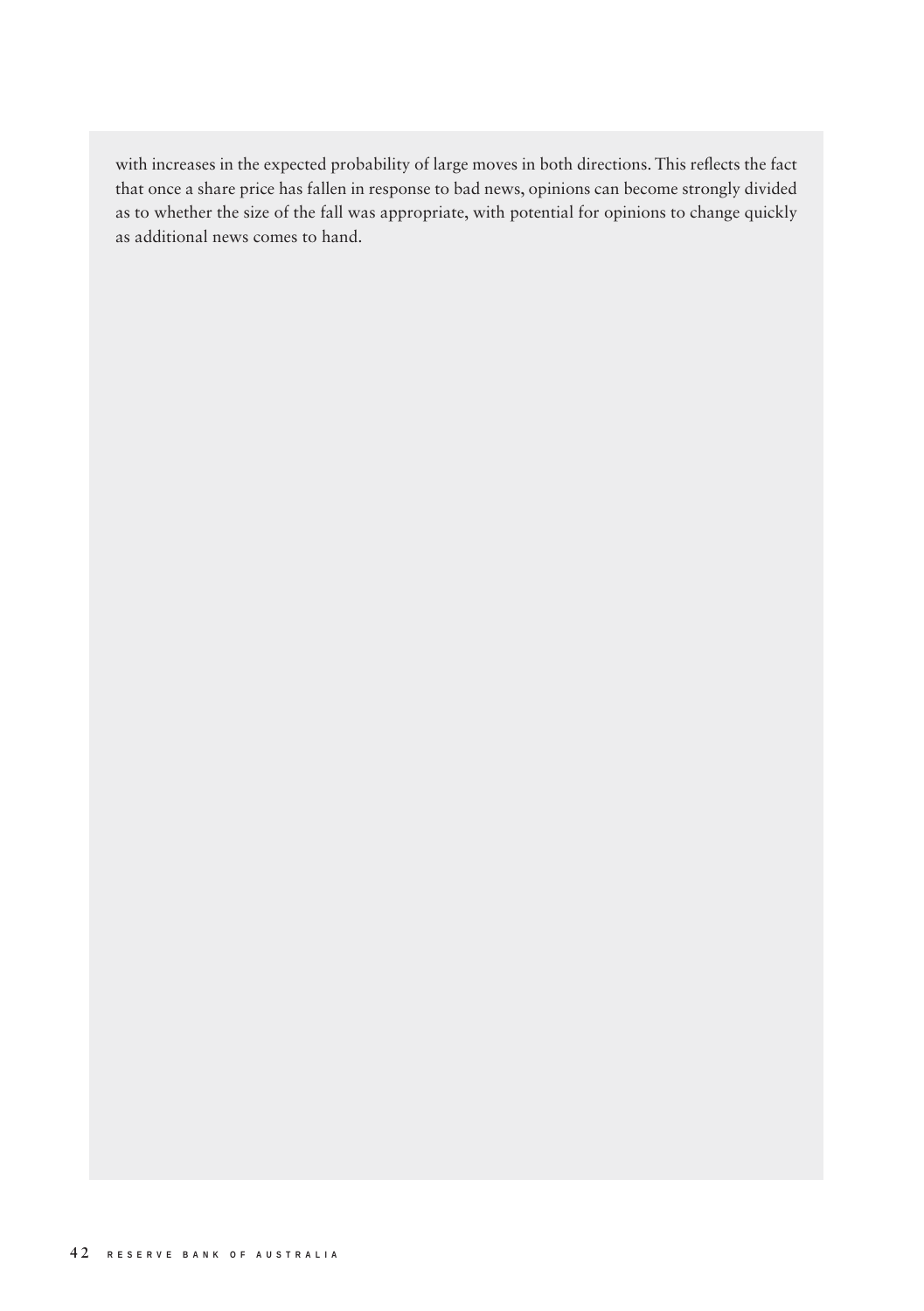with increases in the expected probability of large moves in both directions. This reflects the fact that once a share price has fallen in response to bad news, opinions can become strongly divided as to whether the size of the fall was appropriate, with potential for opinions to change quickly as additional news comes to hand.